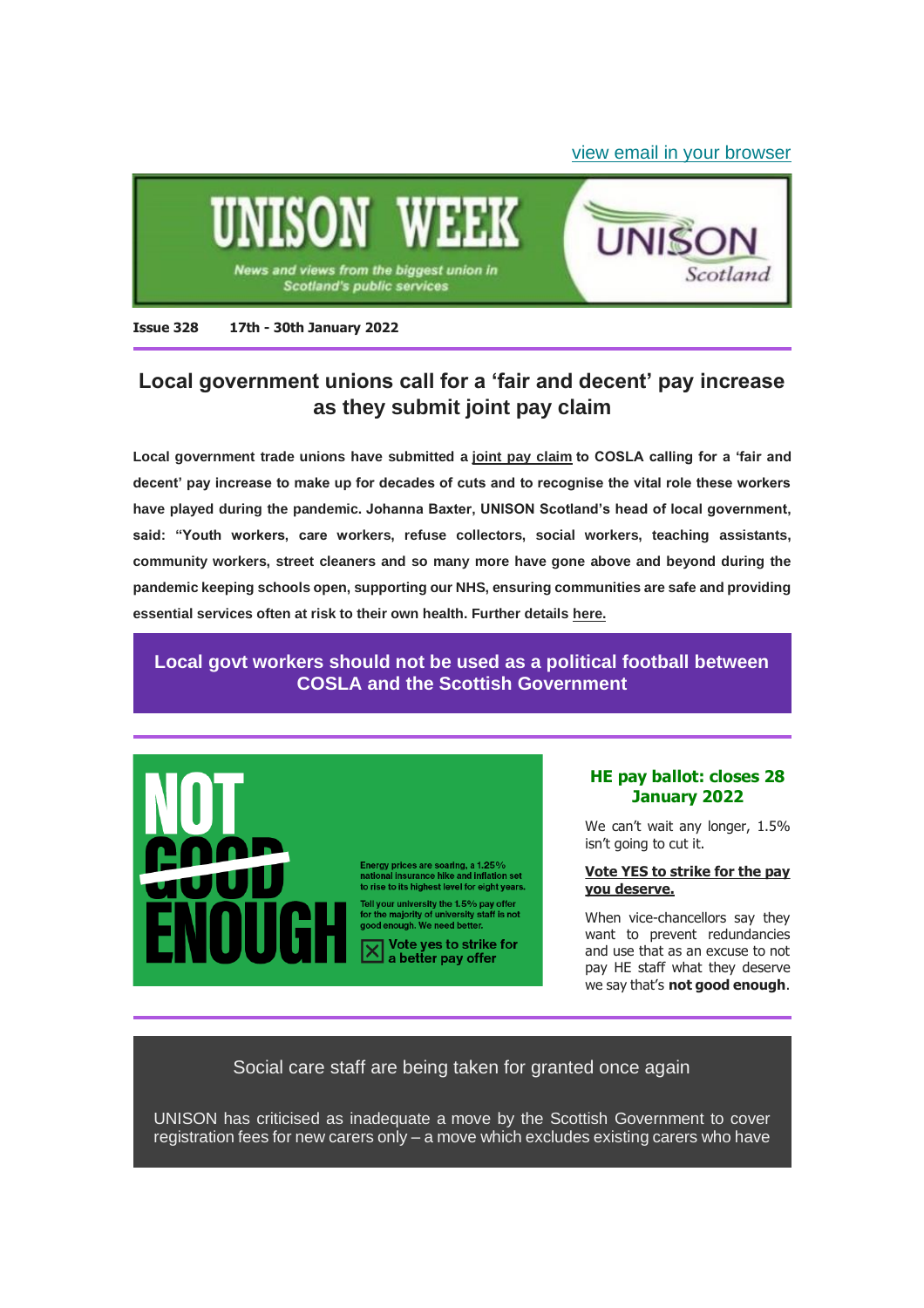view email in your browser

# UNISON WEEK

News and views from the biggest union in Scotland's public services

UNISON Scotland

**Issue 328** **17th - 30th January 2022**

## Local government unions call for a 'fair and decent' pay increase as they submit joint pay claim

**Local government trade unions have submitted a joint pay claim to COSLA calling for a 'fair and decent' pay increase to make up for decades of cuts and to recognise the vital role these workers have played during the pandemic. Johanna Baxter, UNISON Scotland's head of local government, said: "Youth workers, care workers, refuse collectors, social workers, teaching assistants, community workers, street cleaners and so many more have gone above and beyond during the pandemic keeping schools open, supporting our NHS, ensuring communities are safe and providing essential services often at risk to their own health. Further details here.**

## Local govt workers should not be used as a political football between COSLA and the Scottish Government

NOT GOOD ENOUGH

Energy prices are soaring, a 1.25% national insurance hike and inflation set to rise to its highest level for eight years.

Tell your university the 1.5% pay offer for the majority of university staff is not good enough. We need better.

Vote yes to strike for a better pay offer

### HE pay ballot: closes 28 January 2022

We can't wait any longer, 1.5% isn't going to cut it.

**Vote YES to strike for the pay you deserve.**

When vice-chancellors say they want to prevent redundancies and use that as an excuse to not pay HE staff what they deserve we say that's **not good enough**.

## Social care staff are being taken for granted once again

UNISON has criticised as inadequate a move by the Scottish Government to cover registration fees for new carers only – a move which excludes existing carers who have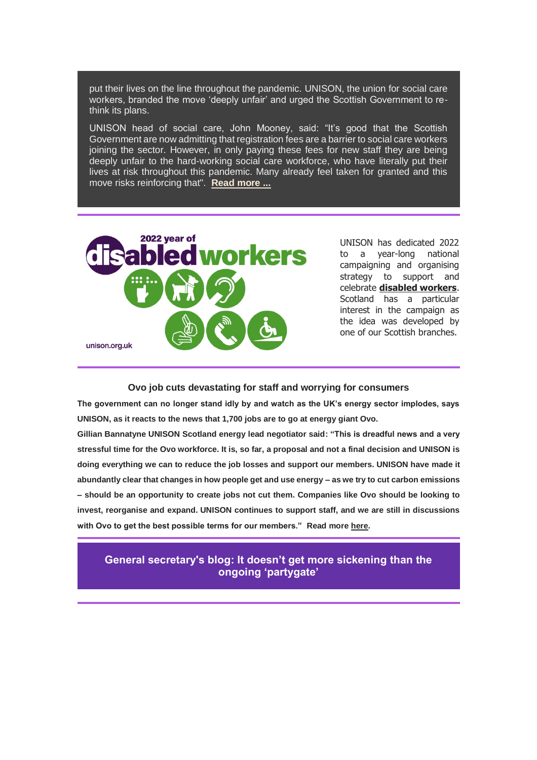put their lives on the line throughout the pandemic. UNISON, the union for social care workers, branded the move 'deeply unfair' and urged the Scottish Government to re-think its plans.

UNISON head of social care, John Mooney, said: "It's good that the Scottish Government are now admitting that registration fees are a barrier to social care workers joining the sector. However, in only paying these fees for new staff they are being deeply unfair to the hard-working social care workforce, who have literally put their lives at risk throughout this pandemic. Many already feel taken for granted and this move risks reinforcing that". **Read more ...**

---

UNISON has dedicated 2022 to a year-long national campaigning and organising strategy to support and celebrate **disabled workers**. Scotland has a particular interest in the campaign as the idea was developed by one of our Scottish branches.

---

### Ovo job cuts devastating for staff and worrying for consumers

**The government can no longer stand idly by and watch as the UK's energy sector implodes, says UNISON, as it reacts to the news that 1,700 jobs are to go at energy giant Ovo.**

**Gillian Bannatyne UNISON Scotland energy lead negotiator said: "This is dreadful news and a very stressful time for the Ovo workforce. It is, so far, a proposal and not a final decision and UNISON is doing everything we can to reduce the job losses and support our members. UNISON have made it abundantly clear that changes in how people get and use energy – as we try to cut carbon emissions – should be an opportunity to create jobs not cut them. Companies like Ovo should be looking to invest, reorganise and expand. UNISON continues to support staff, and we are still in discussions with Ovo to get the best possible terms for our members." Read more here.**

---

## General secretary's blog: It doesn't get more sickening than the ongoing 'partygate'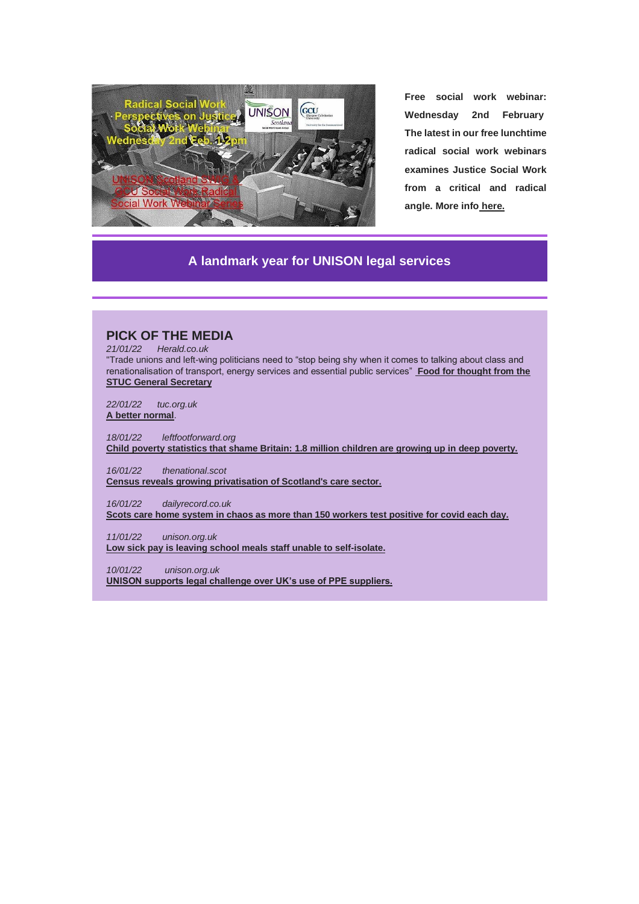**Free social work webinar: Wednesday 2nd February**
**The latest in our free lunchtime radical social work webinars examines Justice Social Work from a critical and radical angle. More info here.**

## A landmark year for UNISON legal services

## PICK OF THE MEDIA

*21/01/22 Herald.co.uk*
"Trade unions and left-wing politicians need to "stop being shy when it comes to talking about class and renationalisation of transport, energy services and essential public services" **Food for thought from the STUC General Secretary**

*22/01/22 tuc.org.uk*
**A better normal**.

*18/01/22 leftfootforward.org*
**Child poverty statistics that shame Britain: 1.8 million children are growing up in deep poverty.**

*16/01/22 thenational.scot*
**Census reveals growing privatisation of Scotland's care sector.**

*16/01/22 dailyrecord.co.uk*
**Scots care home system in chaos as more than 150 workers test positive for covid each day.**

*11/01/22 unison.org.uk*
**Low sick pay is leaving school meals staff unable to self-isolate.**

*10/01/22 unison.org.uk*
**UNISON supports legal challenge over UK's use of PPE suppliers.**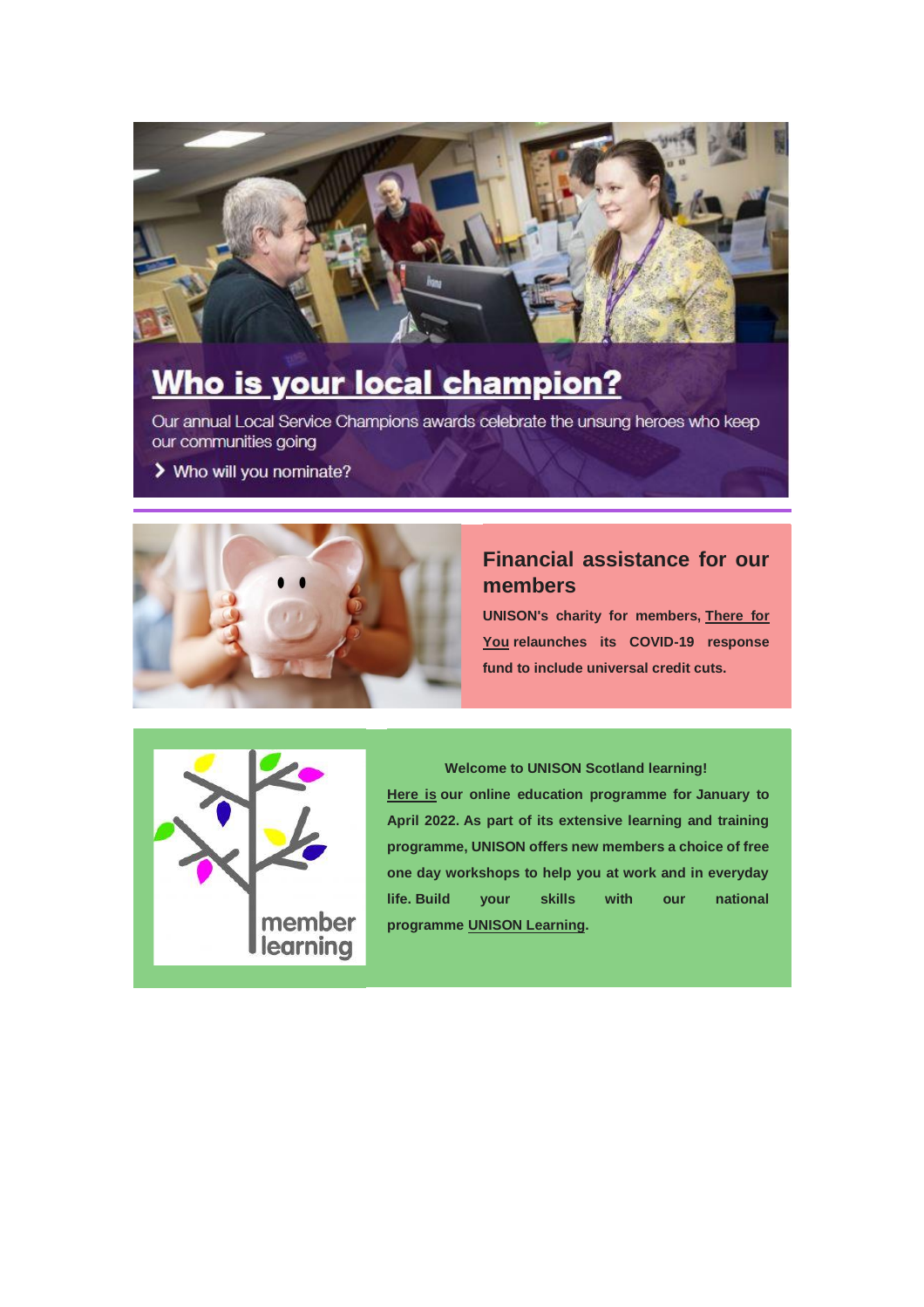## Who is your local champion?

Our annual Local Service Champions awards celebrate the unsung heroes who keep our communities going

> Who will you nominate?

## Financial assistance for our members

**UNISON's charity for members, There for You relaunches its COVID-19 response fund to include universal credit cuts.**

**Welcome to UNISON Scotland learning!**

**Here is our online education programme for January to April 2022. As part of its extensive learning and training programme, UNISON offers new members a choice of free one day workshops to help you at work and in everyday life. Build your skills with our national programme UNISON Learning.**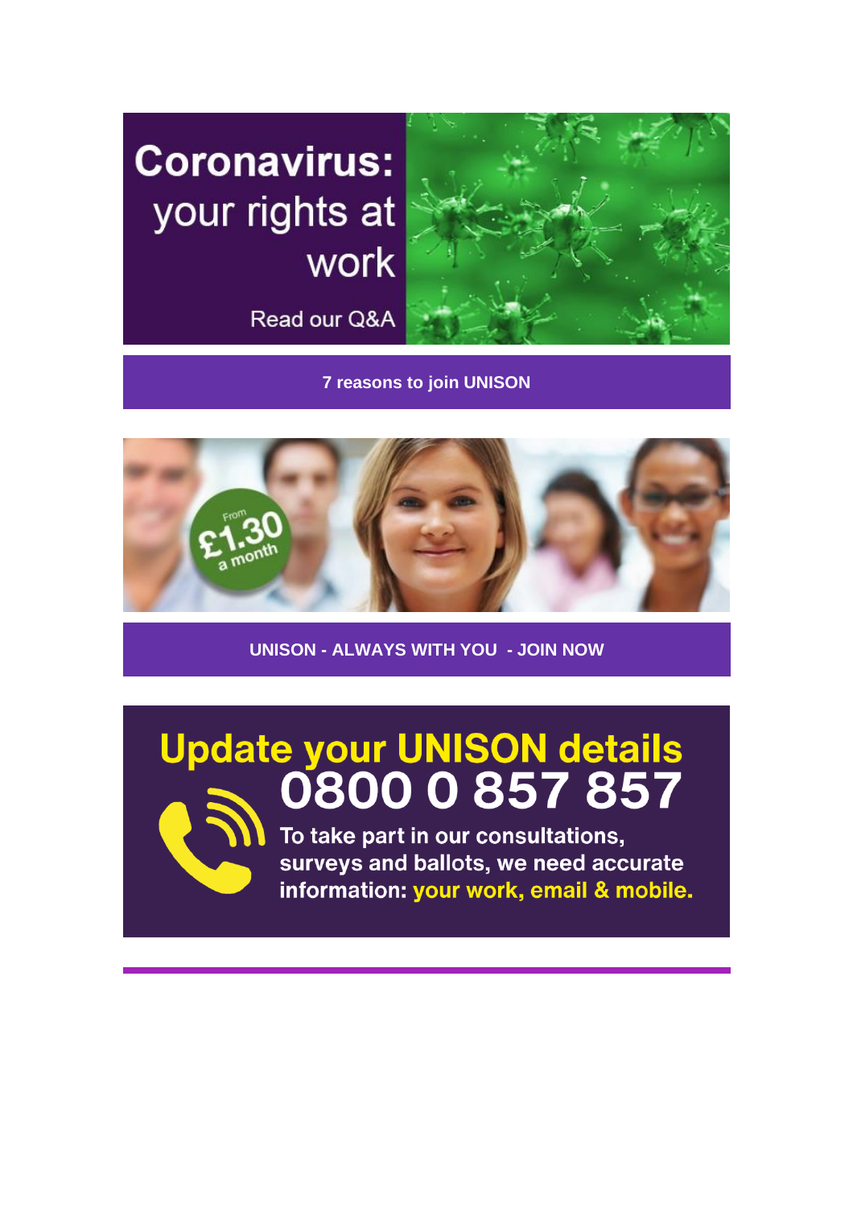Coronavirus: your rights at work

Read our Q&A

**7 reasons to join UNISON**

From £1.30 a month

**UNISON - ALWAYS WITH YOU - JOIN NOW**

## Update your UNISON details

## 0800 0 857 857

To take part in our consultations, surveys and ballots, we need accurate information: **your work, email & mobile.**